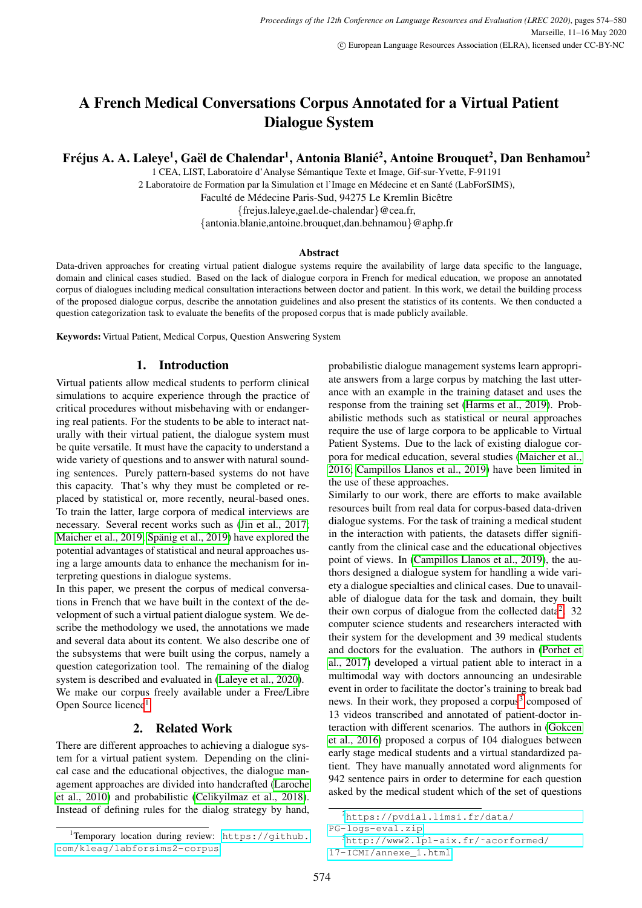# A French Medical Conversations Corpus Annotated for a Virtual Patient Dialogue System

**Fréjus A. A. Laleye[1], Gaël de Chalendar[1], Antonia Blanié[2], Antoine Brouquet[2], Dan Benhamou[2]**

1 CEA, LIST, Laboratoire d'Analyse Sémantique Texte et Image, Gif-sur-Yvette, F-91191
2 Laboratoire de Formation par la Simulation et l'Image en Médecine et en Santé (LabForSIMS),
Faculté de Médecine Paris-Sud, 94275 Le Kremlin Bicêtre
{frejus.laleye,gael.de-chalendar}@cea.fr,
{antonia.blanie,antoine.brouquet,dan.behnamou}@aphp.fr

### Abstract

Data-driven approaches for creating virtual patient dialogue systems require the availability of large data specific to the language, domain and clinical cases studied. Based on the lack of dialogue corpora in French for medical education, we propose an annotated corpus of dialogues including medical consultation interactions between doctor and patient. In this work, we detail the building process of the proposed dialogue corpus, describe the annotation guidelines and also present the statistics of its contents. We then conducted a question categorization task to evaluate the benefits of the proposed corpus that is made publicly available.

**Keywords:** Virtual Patient, Medical Corpus, Question Answering System

## 1. Introduction

Virtual patients allow medical students to perform clinical simulations to acquire experience through the practice of critical procedures without misbehaving with or endangering real patients. For the students to be able to interact naturally with their virtual patient, the dialogue system must be quite versatile. It must have the capacity to understand a wide variety of questions and to answer with natural sounding sentences. Purely pattern-based systems do not have this capacity. That's why they must be completed or replaced by statistical or, more recently, neural-based ones. To train the latter, large corpora of medical interviews are necessary. Several recent works such as (Jin et al., 2017; Maicher et al., 2019; Spänig et al., 2019) have explored the potential advantages of statistical and neural approaches using a large amounts data to enhance the mechanism for interpreting questions in dialogue systems.

In this paper, we present the corpus of medical conversations in French that we have built in the context of the development of such a virtual patient dialogue system. We describe the methodology we used, the annotations we made and several data about its content. We also describe one of the subsystems that were built using the corpus, namely a question categorization tool. The remaining of the dialog system is described and evaluated in (Laleye et al., 2020). We make our corpus freely available under a Free/Libre Open Source licence[1].

## 2. Related Work

There are different approaches to achieving a dialogue system for a virtual patient system. Depending on the clinical case and the educational objectives, the dialogue management approaches are divided into handcrafted (Laroche et al., 2010) and probabilistic (Celikyilmaz et al., 2018). Instead of defining rules for the dialog strategy by hand, probabilistic dialogue management systems learn appropriate answers from a large corpus by matching the last utterance with an example in the training dataset and uses the response from the training set (Harms et al., 2019). Probabilistic methods such as statistical or neural approaches require the use of large corpora to be applicable to Virtual Patient Systems. Due to the lack of existing dialogue corpora for medical education, several studies (Maicher et al., 2016; Campillos Llanos et al., 2019) have been limited in the use of these approaches.

Similarly to our work, there are efforts to make available resources built from real data for corpus-based data-driven dialogue systems. For the task of training a medical student in the interaction with patients, the datasets differ significantly from the clinical case and the educational objectives point of views. In (Campillos Llanos et al., 2019), the authors designed a dialogue system for handling a wide variety a dialogue specialties and clinical cases. Due to unavailable of dialogue data for the task and domain, they built their own corpus of dialogue from the collected data[2]. 32 computer science students and researchers interacted with their system for the development and 39 medical students and doctors for the evaluation. The authors in (Porhet et al., 2017) developed a virtual patient able to interact in a multimodal way with doctors announcing an undesirable event in order to facilitate the doctor's training to break bad news. In their work, they proposed a corpus[3] composed of 13 videos transcribed and annotated of patient-doctor interaction with different scenarios. The authors in (Gokcen et al., 2016) proposed a corpus of 104 dialogues between early stage medical students and a virtual standardized patient. They have manually annotated word alignments for 942 sentence pairs in order to determine for each question asked by the medical student which of the set of questions

[1] Temporary location during review: https://github.com/kleag/labforsims2-corpus

[2] https://pvdial.limsi.fr/data/PG-logs-eval.zip

[3] http://www2.lpl-aix.fr/~acorformed/17-ICMI/annexe_1.html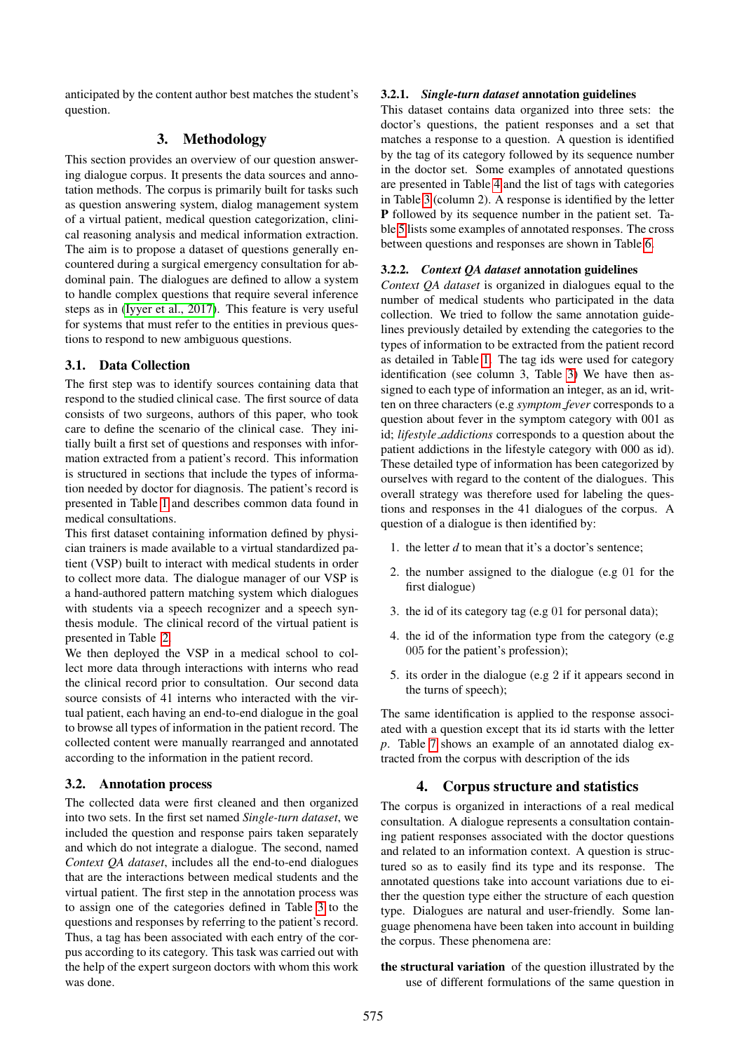anticipated by the content author best matches the student's question.

## 3. Methodology

This section provides an overview of our question answering dialogue corpus. It presents the data sources and annotation methods. The corpus is primarily built for tasks such as question answering system, dialog management system of a virtual patient, medical question categorization, clinical reasoning analysis and medical information extraction. The aim is to propose a dataset of questions generally encountered during a surgical emergency consultation for abdominal pain. The dialogues are defined to allow a system to handle complex questions that require several inference steps as in (Iyyer et al., 2017). This feature is very useful for systems that must refer to the entities in previous questions to respond to new ambiguous questions.

### 3.1. Data Collection

The first step was to identify sources containing data that respond to the studied clinical case. The first source of data consists of two surgeons, authors of this paper, who took care to define the scenario of the clinical case. They initially built a first set of questions and responses with information extracted from a patient's record. This information is structured in sections that include the types of information needed by doctor for diagnosis. The patient's record is presented in Table 1 and describes common data found in medical consultations.

This first dataset containing information defined by physician trainers is made available to a virtual standardized patient (VSP) built to interact with medical students in order to collect more data. The dialogue manager of our VSP is a hand-authored pattern matching system which dialogues with students via a speech recognizer and a speech synthesis module. The clinical record of the virtual patient is presented in Table 2.

We then deployed the VSP in a medical school to collect more data through interactions with interns who read the clinical record prior to consultation. Our second data source consists of 41 interns who interacted with the virtual patient, each having an end-to-end dialogue in the goal to browse all types of information in the patient record. The collected content were manually rearranged and annotated according to the information in the patient record.

### 3.2. Annotation process

The collected data were first cleaned and then organized into two sets. In the first set named *Single-turn dataset*, we included the question and response pairs taken separately and which do not integrate a dialogue. The second, named *Context QA dataset*, includes all the end-to-end dialogues that are the interactions between medical students and the virtual patient. The first step in the annotation process was to assign one of the categories defined in Table 3 to the questions and responses by referring to the patient's record. Thus, a tag has been associated with each entry of the corpus according to its category. This task was carried out with the help of the expert surgeon doctors with whom this work was done.

#### 3.2.1. *Single-turn dataset* annotation guidelines

This dataset contains data organized into three sets: the doctor's questions, the patient responses and a set that matches a response to a question. A question is identified by the tag of its category followed by its sequence number in the doctor set. Some examples of annotated questions are presented in Table 4 and the list of tags with categories in Table 3 (column 2). A response is identified by the letter **P** followed by its sequence number in the patient set. Table 5 lists some examples of annotated responses. The cross between questions and responses are shown in Table 6.

#### 3.2.2. *Context QA dataset* annotation guidelines

*Context QA dataset* is organized in dialogues equal to the number of medical students who participated in the data collection. We tried to follow the same annotation guidelines previously detailed by extending the categories to the types of information to be extracted from the patient record as detailed in Table 1. The tag ids were used for category identification (see column 3, Table 3) We have then assigned to each type of information an integer, as an id, written on three characters (e.g *symptom_fever* corresponds to a question about fever in the symptom category with 001 as id; *lifestyle_addictions* corresponds to a question about the patient addictions in the lifestyle category with 000 as id). These detailed type of information has been categorized by ourselves with regard to the content of the dialogues. This overall strategy was therefore used for labeling the questions and responses in the 41 dialogues of the corpus. A question of a dialogue is then identified by:

1. the letter *d* to mean that it's a doctor's sentence;
2. the number assigned to the dialogue (e.g 01 for the first dialogue)
3. the id of its category tag (e.g 01 for personal data);
4. the id of the information type from the category (e.g 005 for the patient's profession);
5. its order in the dialogue (e.g 2 if it appears second in the turns of speech);

The same identification is applied to the response associated with a question except that its id starts with the letter *p*. Table 7 shows an example of an annotated dialog extracted from the corpus with description of the ids

## 4. Corpus structure and statistics

The corpus is organized in interactions of a real medical consultation. A dialogue represents a consultation containing patient responses associated with the doctor questions and related to an information context. A question is structured so as to easily find its type and its response. The annotated questions take into account variations due to either the question type either the structure of each question type. Dialogues are natural and user-friendly. Some language phenomena have been taken into account in building the corpus. These phenomena are:

**the structural variation** of the question illustrated by the use of different formulations of the same question in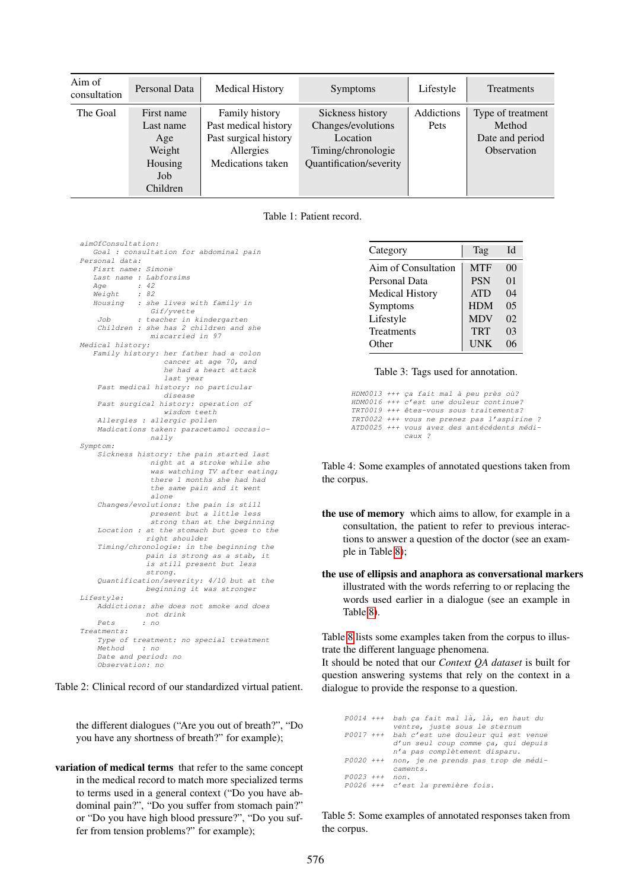| Aim of consultation | Personal Data | Medical History | Symptoms | Lifestyle | Treatments |
|---|---|---|---|---|---|
| The Goal | First name<br>Last name<br>Age<br>Weight<br>Housing<br>Job<br>Children | Family history<br>Past medical history<br>Past surgical history<br>Allergies<br>Medications taken | Sickness history<br>Changes/evolutions<br>Location<br>Timing/chronologie<br>Quantification/severity | Addictions<br>Pets | Type of treatment<br>Method<br>Date and period<br>Observation |

Table 1: Patient record.

```
aimOfConsultation:
    Goal : consultation for abdominal pain
Personal data:
    Fisrt name: Simone
    Last name : Labforsims
    Age       : 42
    Weight    : 82
    Housing   : she lives with family in
                Gif/yvette
     Job      : teacher in kindergarten
     Children : she has 2 children and she
                miscarried in 97
Medical history:
    Family history: her father had a colon
                    cancer at age 70, and
                    he had a heart attack
                    last year
     Past medical history: no particular
                    disease
     Past surgical history: operation of
                    wisdom teeth
     Allergies : allergic pollen
     Madications taken: paracetamol occasio-
                nally
Symptom:
     Sickness history: the pain started last
                night at a stroke while she
                was watching TV after eating;
                there 1 months she had had
                the same pain and it went
                alone
     Changes/evolutions: the pain is still
                present but a little less
                strong than at the beginning
     Location : at the stomach but goes to the
               right shoulder
     Timing/chronologie: in the beginning the
               pain is strong as a stab, it
               is still present but less
               strong.
     Quantification/severity: 4/10 but at the
               beginning it was stronger
Lifestyle:
     Addictions: she does not smoke and does
                not drink
     Pets      : no
Treatments:
     Type of treatment: no special treatment
     Method    : no
     Date and period: no
     Observation: no
```

Table 2: Clinical record of our standardized virtual patient.

the different dialogues (“Are you out of breath?”, “Do you have any shortness of breath?” for example);

**variation of medical terms** that refer to the same concept in the medical record to match more specialized terms to terms used in a general context (“Do you have abdominal pain?”, “Do you suffer from stomach pain?” or “Do you have high blood pressure?”, “Do you suffer from tension problems?” for example);

| Category | Tag | Id |
|---|---|---|
| Aim of Consultation | MTF | 00 |
| Personal Data | PSN | 01 |
| Medical History | ATD | 04 |
| Symptoms | HDM | 05 |
| Lifestyle | MDV | 02 |
| Treatments | TRT | 03 |
| Other | UNK | 06 |

Table 3: Tags used for annotation.

```
HDM0013 +++ ça fait mal à peu près où?
HDM0016 +++ c'est une douleur continue?
TRT0019 +++ êtes-vous sous traitements?
TRT0022 +++ vous ne prenez pas l'aspirine ?
ATD0025 +++ vous avez des antécédents médi-
            caux ?
```

Table 4: Some examples of annotated questions taken from the corpus.

**the use of memory** which aims to allow, for example in a consultation, the patient to refer to previous interactions to answer a question of the doctor (see an example in Table 8);

**the use of ellipsis and anaphora as conversational markers** illustrated with the words referring to or replacing the words used earlier in a dialogue (see an example in Table 8).

Table 8 lists some examples taken from the corpus to illustrate the different language phenomena.
It should be noted that our *Context QA dataset* is built for question answering systems that rely on the context in a dialogue to provide the response to a question.

```
P0014 +++ bah ça fait mal là, là, en haut du
          ventre, juste sous le sternum
P0017 +++ bah c'est une douleur qui est venue
          d'un seul coup comme ça, qui depuis
          n'a pas complètement disparu.
P0020 +++ non, je ne prends pas trop de médi-
          caments.
P0023 +++ non.
P0026 +++ c'est la première fois.
```

Table 5: Some examples of annotated responses taken from the corpus.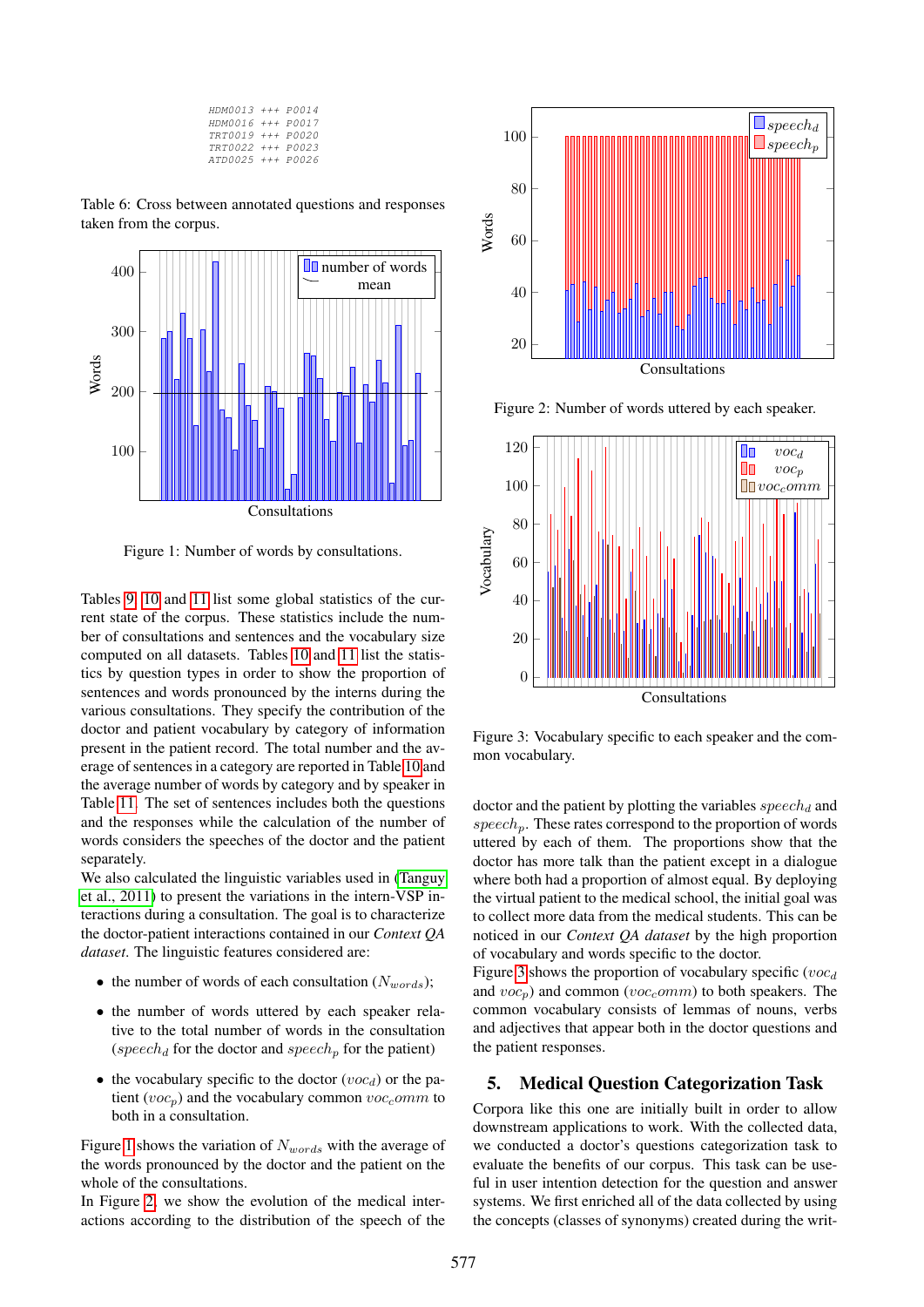```
HDM0013 +++ P0014
HDM0016 +++ P0017
TRT0019 +++ P0020
TRT0022 +++ P0023
ATD0025 +++ P0026
```

Table 6: Cross between annotated questions and responses taken from the corpus.

Figure 1: Number of words by consultations.

Tables 9, 10 and 11 list some global statistics of the current state of the corpus. These statistics include the number of consultations and sentences and the vocabulary size computed on all datasets. Tables 10 and 11 list the statistics by question types in order to show the proportion of sentences and words pronounced by the interns during the various consultations. They specify the contribution of the doctor and patient vocabulary by category of information present in the patient record. The total number and the average of sentences in a category are reported in Table 10 and the average number of words by category and by speaker in Table 11. The set of sentences includes both the questions and the responses while the calculation of the number of words considers the speeches of the doctor and the patient separately.

We also calculated the linguistic variables used in (Tanguy et al., 2011) to present the variations in the intern-VSP interactions during a consultation. The goal is to characterize the doctor-patient interactions contained in our *Context QA dataset*. The linguistic features considered are:

- the number of words of each consultation ($N_{words}$);
- the number of words uttered by each speaker relative to the total number of words in the consultation ($speech_d$ for the doctor and $speech_p$ for the patient)
- the vocabulary specific to the doctor ($voc_d$) or the patient ($voc_p$) and the vocabulary common $voc_comm$ to both in a consultation.

Figure 1 shows the variation of $N_{words}$ with the average of the words pronounced by the doctor and the patient on the whole of the consultations.

In Figure 2, we show the evolution of the medical interactions according to the distribution of the speech of the doctor and the patient by plotting the variables $speech_d$ and $speech_p$. These rates correspond to the proportion of words uttered by each of them. The proportions show that the doctor has more talk than the patient except in a dialogue where both had a proportion of almost equal. By deploying the virtual patient to the medical school, the initial goal was to collect more data from the medical students. This can be noticed in our *Context QA dataset* by the high proportion of vocabulary and words specific to the doctor.

Figure 2: Number of words uttered by each speaker.

Figure 3: Vocabulary specific to each speaker and the common vocabulary.

Figure 3 shows the proportion of vocabulary specific ($voc_d$ and $voc_p$) and common ($voc_comm$) to both speakers. The common vocabulary consists of lemmas of nouns, verbs and adjectives that appear both in the doctor questions and the patient responses.

## 5. Medical Question Categorization Task

Corpora like this one are initially built in order to allow downstream applications to work. With the collected data, we conducted a doctor's questions categorization task to evaluate the benefits of our corpus. This task can be useful in user intention detection for the question and answer systems. We first enriched all of the data collected by using the concepts (classes of synonyms) created during the writ-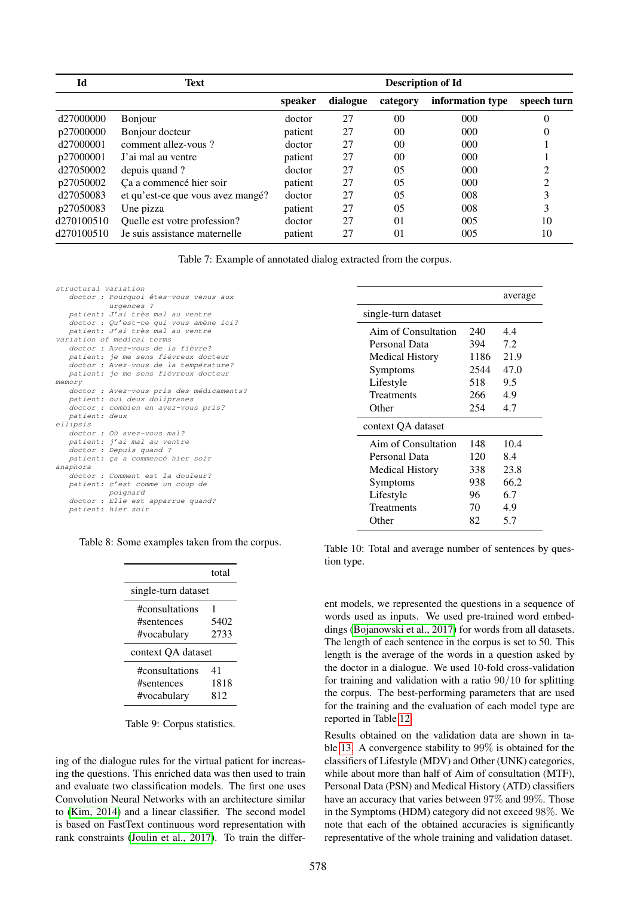| Id | Text | Description of Id | | | | |
|---|---|---|---|---|---|---|
| | | speaker | dialogue | category | information type | speech turn |
| d27000000 | Bonjour | doctor | 27 | 00 | 000 | 0 |
| p27000000 | Bonjour docteur | patient | 27 | 00 | 000 | 0 |
| d27000001 | comment allez-vous ? | doctor | 27 | 00 | 000 | 1 |
| p27000001 | J'ai mal au ventre | patient | 27 | 00 | 000 | 1 |
| d27050002 | depuis quand ? | doctor | 27 | 05 | 000 | 2 |
| p27050002 | Ça a commencé hier soir | patient | 27 | 05 | 000 | 2 |
| d27050083 | et qu'est-ce que vous avez mangé? | doctor | 27 | 05 | 008 | 3 |
| p27050083 | Une pizza | patient | 27 | 05 | 008 | 3 |
| d270100510 | Quelle est votre profession? | doctor | 27 | 01 | 005 | 10 |
| d270100510 | Je suis assistance maternelle | patient | 27 | 01 | 005 | 10 |

Table 7: Example of annotated dialog extracted from the corpus.

```
structural variation
    doctor : Pourquoi êtes-vous venus aux
             urgences ?
    patient: J'ai très mal au ventre
    doctor : Qu'est-ce qui vous amène ici?
    patient: J'ai très mal au ventre
variation of medical terms
    doctor : Avez-vous de la fièvre?
    patient: je me sens fiévreux docteur
    doctor : Avez-vous de la température?
    patient: je me sens fiévreux docteur
memory
    doctor : Avez-vous pris des médicaments?
    patient: oui deux dolipranes
    doctor : combien en avez-vous pris?
    patient: deux
ellipsis
    doctor : Où avez-vous mal?
    patient: j'ai mal au ventre
    doctor : Depuis quand ?
    patient: ça a commencé hier soir
anaphora
    doctor : Comment est la douleur?
    patient: c'est comme un coup de
             poignard
    doctor : Elle est apparrue quand?
    patient: hier soir
```

Table 8: Some examples taken from the corpus.

| | total |
|---|---|
| **single-turn dataset** | |
| #consultations | 1 |
| #sentences | 5402 |
| #vocabulary | 2733 |
| **context QA dataset** | |
| #consultations | 41 |
| #sentences | 1818 |
| #vocabulary | 812 |

Table 9: Corpus statistics.

| | | average |
|---|---|---|
| **single-turn dataset** | | |
| Aim of Consultation | 240 | 4.4 |
| Personal Data | 394 | 7.2 |
| Medical History | 1186 | 21.9 |
| Symptoms | 2544 | 47.0 |
| Lifestyle | 518 | 9.5 |
| Treatments | 266 | 4.9 |
| Other | 254 | 4.7 |
| **context QA dataset** | | |
| Aim of Consultation | 148 | 10.4 |
| Personal Data | 120 | 8.4 |
| Medical History | 338 | 23.8 |
| Symptoms | 938 | 66.2 |
| Lifestyle | 96 | 6.7 |
| Treatments | 70 | 4.9 |
| Other | 82 | 5.7 |

Table 10: Total and average number of sentences by question type.

ing of the dialogue rules for the virtual patient for increasing the questions. This enriched data was then used to train and evaluate two classification models. The first one uses Convolution Neural Networks with an architecture similar to (Kim, 2014) and a linear classifier. The second model is based on FastText continuous word representation with rank constraints (Joulin et al., 2017). To train the different models, we represented the questions in a sequence of words used as inputs. We used pre-trained word embeddings (Bojanowski et al., 2017) for words from all datasets. The length of each sentence in the corpus is set to 50. This length is the average of the words in a question asked by the doctor in a dialogue. We used 10-fold cross-validation for training and validation with a ratio $90/10$ for splitting the corpus. The best-performing parameters that are used for the training and the evaluation of each model type are reported in Table 12.

Results obtained on the validation data are shown in table 13. A convergence stability to 99% is obtained for the classifiers of Lifestyle (MDV) and Other (UNK) categories, while about more than half of Aim of consultation (MTF), Personal Data (PSN) and Medical History (ATD) classifiers have an accuracy that varies between 97% and 99%. Those in the Symptoms (HDM) category did not exceed 98%. We note that each of the obtained accuracies is significantly representative of the whole training and validation dataset.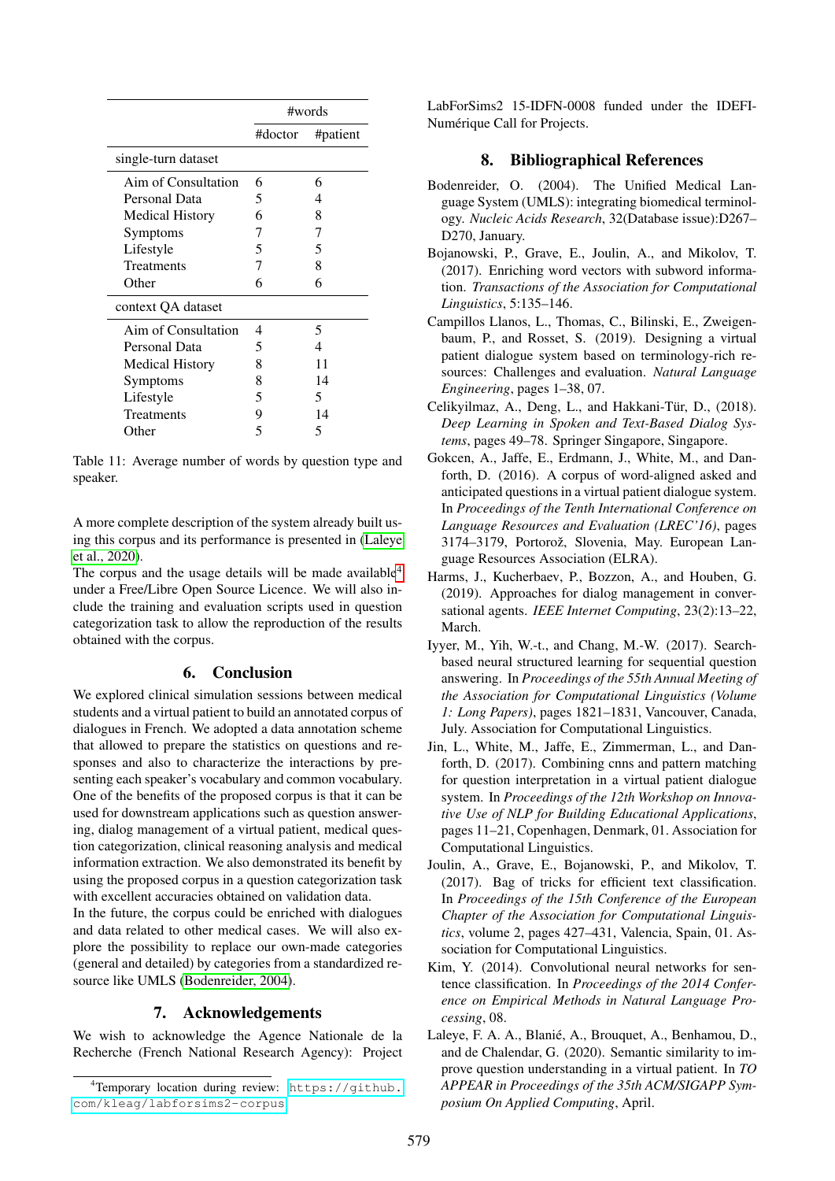| | #words | |
|---|---|---|
| | #doctor | #patient |
| **single-turn dataset** | | |
| Aim of Consultation | 6 | 6 |
| Personal Data | 5 | 4 |
| Medical History | 6 | 8 |
| Symptoms | 7 | 7 |
| Lifestyle | 5 | 5 |
| Treatments | 7 | 8 |
| Other | 6 | 6 |
| **context QA dataset** | | |
| Aim of Consultation | 4 | 5 |
| Personal Data | 5 | 4 |
| Medical History | 8 | 11 |
| Symptoms | 8 | 14 |
| Lifestyle | 5 | 5 |
| Treatments | 9 | 14 |
| Other | 5 | 5 |

Table 11: Average number of words by question type and speaker.

A more complete description of the system already built using this corpus and its performance is presented in (Laleye et al., 2020).

The corpus and the usage details will be made available[4] under a Free/Libre Open Source Licence. We will also include the training and evaluation scripts used in question categorization task to allow the reproduction of the results obtained with the corpus.

## 6. Conclusion

We explored clinical simulation sessions between medical students and a virtual patient to build an annotated corpus of dialogues in French. We adopted a data annotation scheme that allowed to prepare the statistics on questions and responses and also to characterize the interactions by presenting each speaker's vocabulary and common vocabulary. One of the benefits of the proposed corpus is that it can be used for downstream applications such as question answering, dialog management of a virtual patient, medical question categorization, clinical reasoning analysis and medical information extraction. We also demonstrated its benefit by using the proposed corpus in a question categorization task with excellent accuracies obtained on validation data.

In the future, the corpus could be enriched with dialogues and data related to other medical cases. We will also explore the possibility to replace our own-made categories (general and detailed) by categories from a standardized resource like UMLS (Bodenreider, 2004).

## 7. Acknowledgements

We wish to acknowledge the Agence Nationale de la Recherche (French National Research Agency): Project LabForSims2 15-IDFN-0008 funded under the IDEFI-Numérique Call for Projects.

## 8. Bibliographical References

Bodenreider, O. (2004). The Unified Medical Language System (UMLS): integrating biomedical terminology. *Nucleic Acids Research*, 32(Database issue):D267–D270, January.

Bojanowski, P., Grave, E., Joulin, A., and Mikolov, T. (2017). Enriching word vectors with subword information. *Transactions of the Association for Computational Linguistics*, 5:135–146.

Campillos Llanos, L., Thomas, C., Bilinski, E., Zweigenbaum, P., and Rosset, S. (2019). Designing a virtual patient dialogue system based on terminology-rich resources: Challenges and evaluation. *Natural Language Engineering*, pages 1–38, 07.

Celikyilmaz, A., Deng, L., and Hakkani-Tür, D., (2018). *Deep Learning in Spoken and Text-Based Dialog Systems*, pages 49–78. Springer Singapore, Singapore.

Gokcen, A., Jaffe, E., Erdmann, J., White, M., and Danforth, D. (2016). A corpus of word-aligned asked and anticipated questions in a virtual patient dialogue system. In *Proceedings of the Tenth International Conference on Language Resources and Evaluation (LREC'16)*, pages 3174–3179, Portorož, Slovenia, May. European Language Resources Association (ELRA).

Harms, J., Kucherbaev, P., Bozzon, A., and Houben, G. (2019). Approaches for dialog management in conversational agents. *IEEE Internet Computing*, 23(2):13–22, March.

Iyyer, M., Yih, W.-t., and Chang, M.-W. (2017). Search-based neural structured learning for sequential question answering. In *Proceedings of the 55th Annual Meeting of the Association for Computational Linguistics (Volume 1: Long Papers)*, pages 1821–1831, Vancouver, Canada, July. Association for Computational Linguistics.

Jin, L., White, M., Jaffe, E., Zimmerman, L., and Danforth, D. (2017). Combining cnns and pattern matching for question interpretation in a virtual patient dialogue system. In *Proceedings of the 12th Workshop on Innovative Use of NLP for Building Educational Applications*, pages 11–21, Copenhagen, Denmark, 01. Association for Computational Linguistics.

Joulin, A., Grave, E., Bojanowski, P., and Mikolov, T. (2017). Bag of tricks for efficient text classification. In *Proceedings of the 15th Conference of the European Chapter of the Association for Computational Linguistics*, volume 2, pages 427–431, Valencia, Spain, 01. Association for Computational Linguistics.

Kim, Y. (2014). Convolutional neural networks for sentence classification. In *Proceedings of the 2014 Conference on Empirical Methods in Natural Language Processing*, 08.

Laleye, F. A. A., Blanié, A., Brouquet, A., Benhamou, D., and de Chalendar, G. (2020). Semantic similarity to improve question understanding in a virtual patient. In *TO APPEAR in Proceedings of the 35th ACM/SIGAPP Symposium On Applied Computing*, April.

[4] Temporary location during review: `https://github.com/kleag/labforsims2-corpus`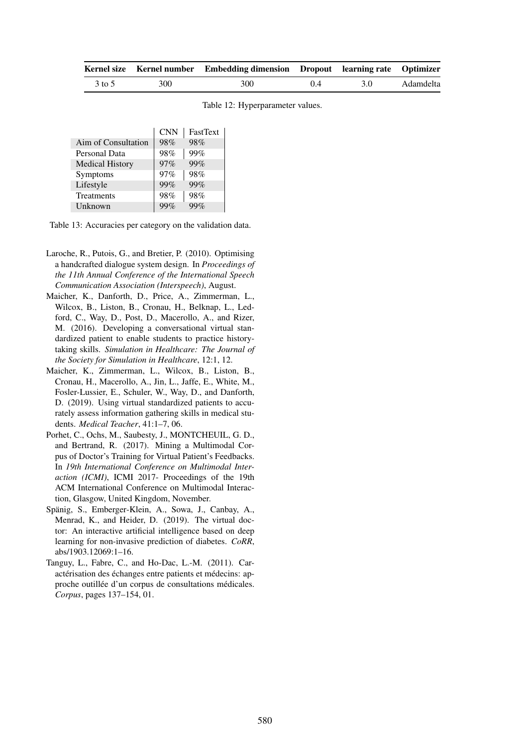| Kernel size | Kernel number | Embedding dimension | Dropout | learning rate | Optimizer |
|---|---|---|---|---|---|
| 3 to 5 | 300 | 300 | 0.4 | 3.0 | Adamdelta |

Table 12: Hyperparameter values.

| | CNN | FastText |
|---|---|---|
| Aim of Consultation | 98% | 98% |
| Personal Data | 98% | 99% |
| Medical History | 97% | 99% |
| Symptoms | 97% | 98% |
| Lifestyle | 99% | 99% |
| Treatments | 98% | 98% |
| Unknown | 99% | 99% |

Table 13: Accuracies per category on the validation data.

Laroche, R., Putois, G., and Bretier, P. (2010). Optimising a handcrafted dialogue system design. In *Proceedings of the 11th Annual Conference of the International Speech Communication Association (Interspeech)*, August.

Maicher, K., Danforth, D., Price, A., Zimmerman, L., Wilcox, B., Liston, B., Cronau, H., Belknap, L., Ledford, C., Way, D., Post, D., Macerollo, A., and Rizer, M. (2016). Developing a conversational virtual standardized patient to enable students to practice history-taking skills. *Simulation in Healthcare: The Journal of the Society for Simulation in Healthcare*, 12:1, 12.

Maicher, K., Zimmerman, L., Wilcox, B., Liston, B., Cronau, H., Macerollo, A., Jin, L., Jaffe, E., White, M., Fosler-Lussier, E., Schuler, W., Way, D., and Danforth, D. (2019). Using virtual standardized patients to accurately assess information gathering skills in medical students. *Medical Teacher*, 41:1–7, 06.

Porhet, C., Ochs, M., Saubesty, J., MONTCHEUIL, G. D., and Bertrand, R. (2017). Mining a Multimodal Corpus of Doctor's Training for Virtual Patient's Feedbacks. In *19th International Conference on Multimodal Interaction (ICMI)*, ICMI 2017- Proceedings of the 19th ACM International Conference on Multimodal Interaction, Glasgow, United Kingdom, November.

Spänig, S., Emberger-Klein, A., Sowa, J., Canbay, A., Menrad, K., and Heider, D. (2019). The virtual doctor: An interactive artificial intelligence based on deep learning for non-invasive prediction of diabetes. *CoRR*, abs/1903.12069:1–16.

Tanguy, L., Fabre, C., and Ho-Dac, L.-M. (2011). Caractérisation des échanges entre patients et médecins: approche outillée d'un corpus de consultations médicales. *Corpus*, pages 137–154, 01.